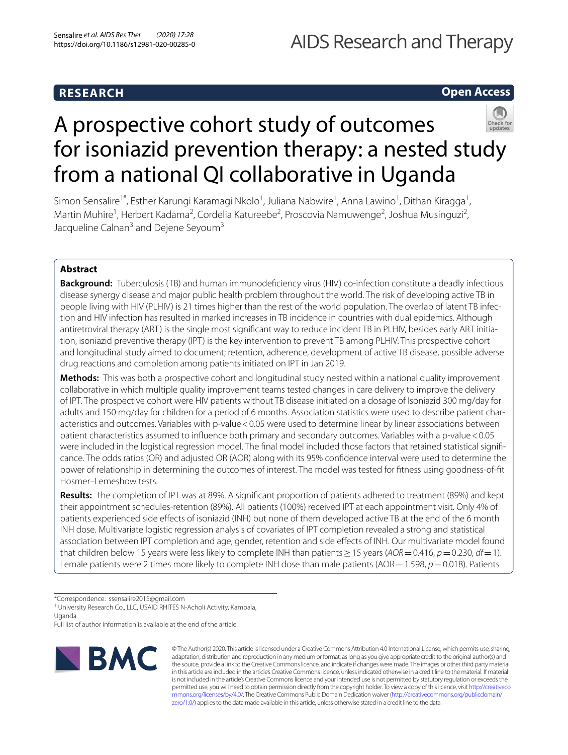# A prospective cohort study of outcomes for isoniazid prevention therapy: a nested study from a national QI collaborative in Uganda

Simon Sensalire[1*], Esther Karungi Karamagi Nkolo[1], Juliana Nabwire[1], Anna Lawino[1], Dithan Kiragga[1], Martin Muhire[1], Herbert Kadama[2], Cordelia Katureebe[2], Proscovia Namuwenge[2], Joshua Musinguzi[2], Jacqueline Calnan[3] and Dejene Seyoum[3]

## Abstract

**Background:** Tuberculosis (TB) and human immunodeficiency virus (HIV) co-infection constitute a deadly infectious disease synergy disease and major public health problem throughout the world. The risk of developing active TB in people living with HIV (PLHIV) is 21 times higher than the rest of the world population. The overlap of latent TB infection and HIV infection has resulted in marked increases in TB incidence in countries with dual epidemics. Although antiretroviral therapy (ART) is the single most significant way to reduce incident TB in PLHIV, besides early ART initiation, isoniazid preventive therapy (IPT) is the key intervention to prevent TB among PLHIV. This prospective cohort and longitudinal study aimed to document; retention, adherence, development of active TB disease, possible adverse drug reactions and completion among patients initiated on IPT in Jan 2019.

**Methods:** This was both a prospective cohort and longitudinal study nested within a national quality improvement collaborative in which multiple quality improvement teams tested changes in care delivery to improve the delivery of IPT. The prospective cohort were HIV patients without TB disease initiated on a dosage of Isoniazid 300 mg/day for adults and 150 mg/day for children for a period of 6 months. Association statistics were used to describe patient characteristics and outcomes. Variables with p-value < 0.05 were used to determine linear by linear associations between patient characteristics assumed to influence both primary and secondary outcomes. Variables with a p-value < 0.05 were included in the logistical regression model. The final model included those factors that retained statistical significance. The odds ratios (OR) and adjusted OR (AOR) along with its 95% confidence interval were used to determine the power of relationship in determining the outcomes of interest. The model was tested for fitness using goodness-of-fit Hosmer–Lemeshow tests.

**Results:** The completion of IPT was at 89%. A significant proportion of patients adhered to treatment (89%) and kept their appointment schedules-retention (89%). All patients (100%) received IPT at each appointment visit. Only 4% of patients experienced side effects of isoniazid (INH) but none of them developed active TB at the end of the 6 month INH dose. Multivariate logistic regression analysis of covariates of IPT completion revealed a strong and statistical association between IPT completion and age, gender, retention and side effects of INH. Our multivariate model found that children below 15 years were less likely to complete INH than patients ≥ 15 years (*AOR* = 0.416, $p = 0.230$, $df = 1$). Female patients were 2 times more likely to complete INH dose than male patients (AOR = 1.598, $p = 0.018$). Patients

*Correspondence: ssensalire2015@gmail.com
[1] University Research Co., LLC, USAID RHITES N-Acholi Activity, Kampala, Uganda
Full list of author information is available at the end of the article

© The Author(s) 2020. This article is licensed under a Creative Commons Attribution 4.0 International License, which permits use, sharing, adaptation, distribution and reproduction in any medium or format, as long as you give appropriate credit to the original author(s) and the source, provide a link to the Creative Commons licence, and indicate if changes were made. The images or other third party material in this article are included in the article's Creative Commons licence, unless indicated otherwise in a credit line to the material. If material is not included in the article's Creative Commons licence and your intended use is not permitted by statutory regulation or exceeds the permitted use, you will need to obtain permission directly from the copyright holder. To view a copy of this licence, visit http://creativecommons.org/licenses/by/4.0/. The Creative Commons Public Domain Dedication waiver (http://creativecommons.org/publicdomain/zero/1.0/) applies to the data made available in this article, unless otherwise stated in a credit line to the data.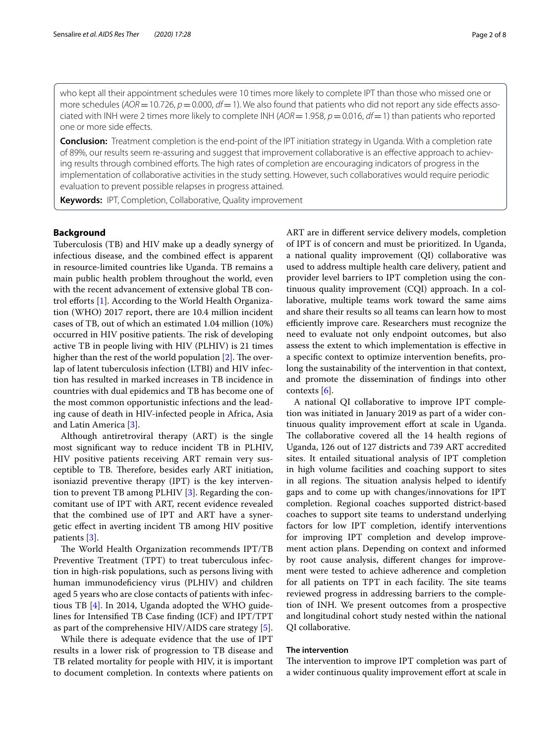who kept all their appointment schedules were 10 times more likely to complete IPT than those who missed one or more schedules ($AOR = 10.726$, $p = 0.000$, $df = 1$). We also found that patients who did not report any side effects associated with INH were 2 times more likely to complete INH ($AOR = 1.958$, $p = 0.016$, $df = 1$) than patients who reported one or more side effects.

**Conclusion:** Treatment completion is the end-point of the IPT initiation strategy in Uganda. With a completion rate of 89%, our results seem re-assuring and suggest that improvement collaborative is an effective approach to achieving results through combined efforts. The high rates of completion are encouraging indicators of progress in the implementation of collaborative activities in the study setting. However, such collaboratives would require periodic evaluation to prevent possible relapses in progress attained.

**Keywords:** IPT, Completion, Collaborative, Quality improvement

## Background

Tuberculosis (TB) and HIV make up a deadly synergy of infectious disease, and the combined effect is apparent in resource-limited countries like Uganda. TB remains a main public health problem throughout the world, even with the recent advancement of extensive global TB control efforts [1]. According to the World Health Organization (WHO) 2017 report, there are 10.4 million incident cases of TB, out of which an estimated 1.04 million (10%) occurred in HIV positive patients. The risk of developing active TB in people living with HIV (PLHIV) is 21 times higher than the rest of the world population [2]. The overlap of latent tuberculosis infection (LTBI) and HIV infection has resulted in marked increases in TB incidence in countries with dual epidemics and TB has become one of the most common opportunistic infections and the leading cause of death in HIV-infected people in Africa, Asia and Latin America [3].

Although antiretroviral therapy (ART) is the single most significant way to reduce incident TB in PLHIV, HIV positive patients receiving ART remain very susceptible to TB. Therefore, besides early ART initiation, isoniazid preventive therapy (IPT) is the key intervention to prevent TB among PLHIV [3]. Regarding the concomitant use of IPT with ART, recent evidence revealed that the combined use of IPT and ART have a synergetic effect in averting incident TB among HIV positive patients [3].

The World Health Organization recommends IPT/TB Preventive Treatment (TPT) to treat tuberculous infection in high-risk populations, such as persons living with human immunodeficiency virus (PLHIV) and children aged 5 years who are close contacts of patients with infectious TB [4]. In 2014, Uganda adopted the WHO guidelines for Intensified TB Case finding (ICF) and IPT/TPT as part of the comprehensive HIV/AIDS care strategy [5].

While there is adequate evidence that the use of IPT results in a lower risk of progression to TB disease and TB related mortality for people with HIV, it is important to document completion. In contexts where patients on ART are in different service delivery models, completion of IPT is of concern and must be prioritized. In Uganda, a national quality improvement (QI) collaborative was used to address multiple health care delivery, patient and provider level barriers to IPT completion using the continuous quality improvement (CQI) approach. In a collaborative, multiple teams work toward the same aims and share their results so all teams can learn how to most efficiently improve care. Researchers must recognize the need to evaluate not only endpoint outcomes, but also assess the extent to which implementation is effective in a specific context to optimize intervention benefits, prolong the sustainability of the intervention in that context, and promote the dissemination of findings into other contexts [6].

A national QI collaborative to improve IPT completion was initiated in January 2019 as part of a wider continuous quality improvement effort at scale in Uganda. The collaborative covered all the 14 health regions of Uganda, 126 out of 127 districts and 739 ART accredited sites. It entailed situational analysis of IPT completion in high volume facilities and coaching support to sites in all regions. The situation analysis helped to identify gaps and to come up with changes/innovations for IPT completion. Regional coaches supported district-based coaches to support site teams to understand underlying factors for low IPT completion, identify interventions for improving IPT completion and develop improvement action plans. Depending on context and informed by root cause analysis, different changes for improvement were tested to achieve adherence and completion for all patients on TPT in each facility. The site teams reviewed progress in addressing barriers to the completion of INH. We present outcomes from a prospective and longitudinal cohort study nested within the national QI collaborative.

### The intervention

The intervention to improve IPT completion was part of a wider continuous quality improvement effort at scale in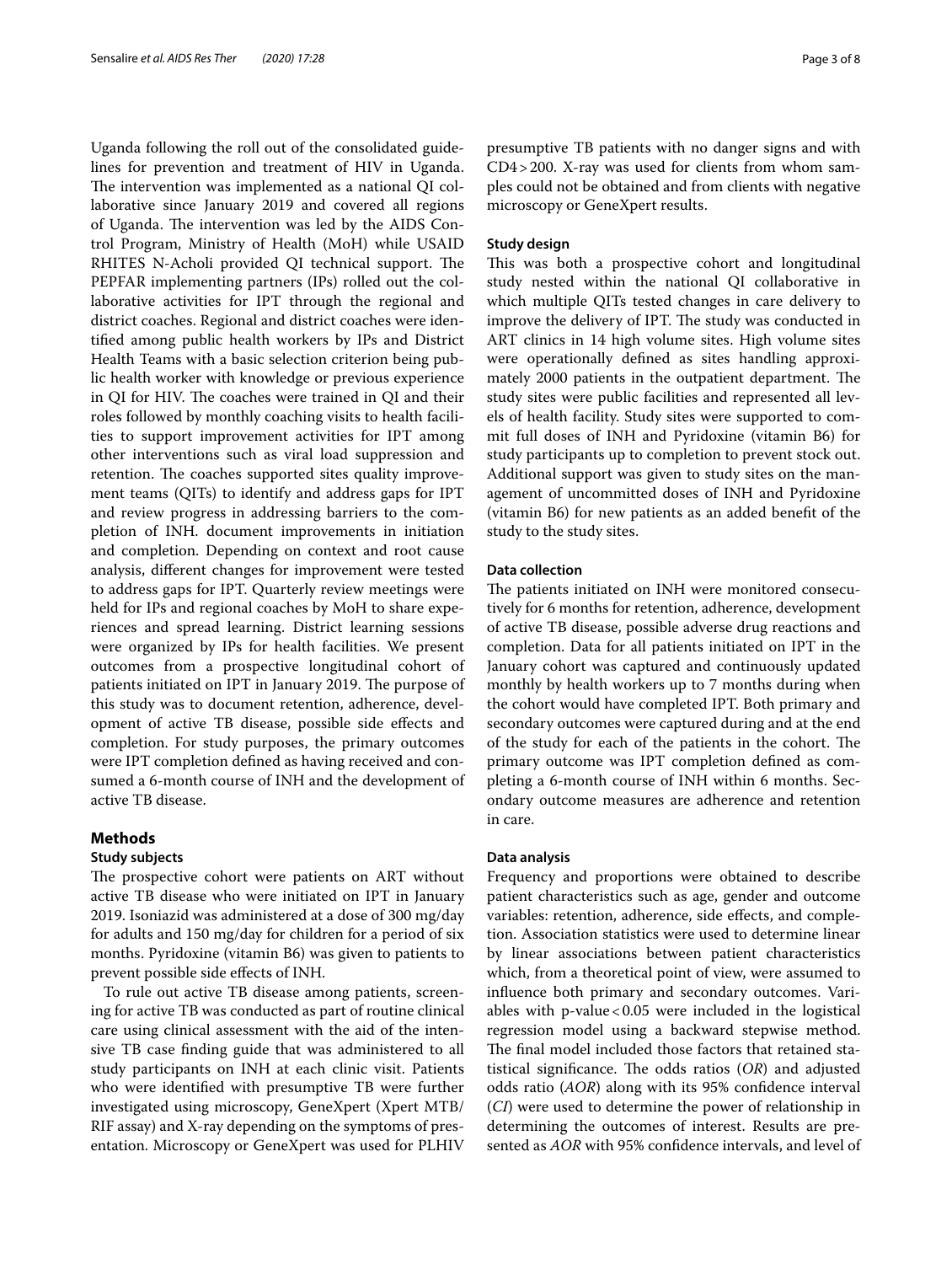Uganda following the roll out of the consolidated guidelines for prevention and treatment of HIV in Uganda. The intervention was implemented as a national QI collaborative since January 2019 and covered all regions of Uganda. The intervention was led by the AIDS Control Program, Ministry of Health (MoH) while USAID RHITES N-Acholi provided QI technical support. The PEPFAR implementing partners (IPs) rolled out the collaborative activities for IPT through the regional and district coaches. Regional and district coaches were identified among public health workers by IPs and District Health Teams with a basic selection criterion being public health worker with knowledge or previous experience in QI for HIV. The coaches were trained in QI and their roles followed by monthly coaching visits to health facilities to support improvement activities for IPT among other interventions such as viral load suppression and retention. The coaches supported sites quality improvement teams (QITs) to identify and address gaps for IPT and review progress in addressing barriers to the completion of INH. document improvements in initiation and completion. Depending on context and root cause analysis, different changes for improvement were tested to address gaps for IPT. Quarterly review meetings were held for IPs and regional coaches by MoH to share experiences and spread learning. District learning sessions were organized by IPs for health facilities. We present outcomes from a prospective longitudinal cohort of patients initiated on IPT in January 2019. The purpose of this study was to document retention, adherence, development of active TB disease, possible side effects and completion. For study purposes, the primary outcomes were IPT completion defined as having received and consumed a 6-month course of INH and the development of active TB disease.

## Methods

### Study subjects

The prospective cohort were patients on ART without active TB disease who were initiated on IPT in January 2019. Isoniazid was administered at a dose of 300 mg/day for adults and 150 mg/day for children for a period of six months. Pyridoxine (vitamin B6) was given to patients to prevent possible side effects of INH.

To rule out active TB disease among patients, screening for active TB was conducted as part of routine clinical care using clinical assessment with the aid of the intensive TB case finding guide that was administered to all study participants on INH at each clinic visit. Patients who were identified with presumptive TB were further investigated using microscopy, GeneXpert (Xpert MTB/RIF assay) and X-ray depending on the symptoms of presentation. Microscopy or GeneXpert was used for PLHIV presumptive TB patients with no danger signs and with CD4 > 200. X-ray was used for clients from whom samples could not be obtained and from clients with negative microscopy or GeneXpert results.

### Study design

This was both a prospective cohort and longitudinal study nested within the national QI collaborative in which multiple QITs tested changes in care delivery to improve the delivery of IPT. The study was conducted in ART clinics in 14 high volume sites. High volume sites were operationally defined as sites handling approximately 2000 patients in the outpatient department. The study sites were public facilities and represented all levels of health facility. Study sites were supported to commit full doses of INH and Pyridoxine (vitamin B6) for study participants up to completion to prevent stock out. Additional support was given to study sites on the management of uncommitted doses of INH and Pyridoxine (vitamin B6) for new patients as an added benefit of the study to the study sites.

### Data collection

The patients initiated on INH were monitored consecutively for 6 months for retention, adherence, development of active TB disease, possible adverse drug reactions and completion. Data for all patients initiated on IPT in the January cohort was captured and continuously updated monthly by health workers up to 7 months during when the cohort would have completed IPT. Both primary and secondary outcomes were captured during and at the end of the study for each of the patients in the cohort. The primary outcome was IPT completion defined as completing a 6-month course of INH within 6 months. Secondary outcome measures are adherence and retention in care.

### Data analysis

Frequency and proportions were obtained to describe patient characteristics such as age, gender and outcome variables: retention, adherence, side effects, and completion. Association statistics were used to determine linear by linear associations between patient characteristics which, from a theoretical point of view, were assumed to influence both primary and secondary outcomes. Variables with p-value < 0.05 were included in the logistical regression model using a backward stepwise method. The final model included those factors that retained statistical significance. The odds ratios (*OR*) and adjusted odds ratio (*AOR*) along with its 95% confidence interval (*CI*) were used to determine the power of relationship in determining the outcomes of interest. Results are presented as *AOR* with 95% confidence intervals, and level of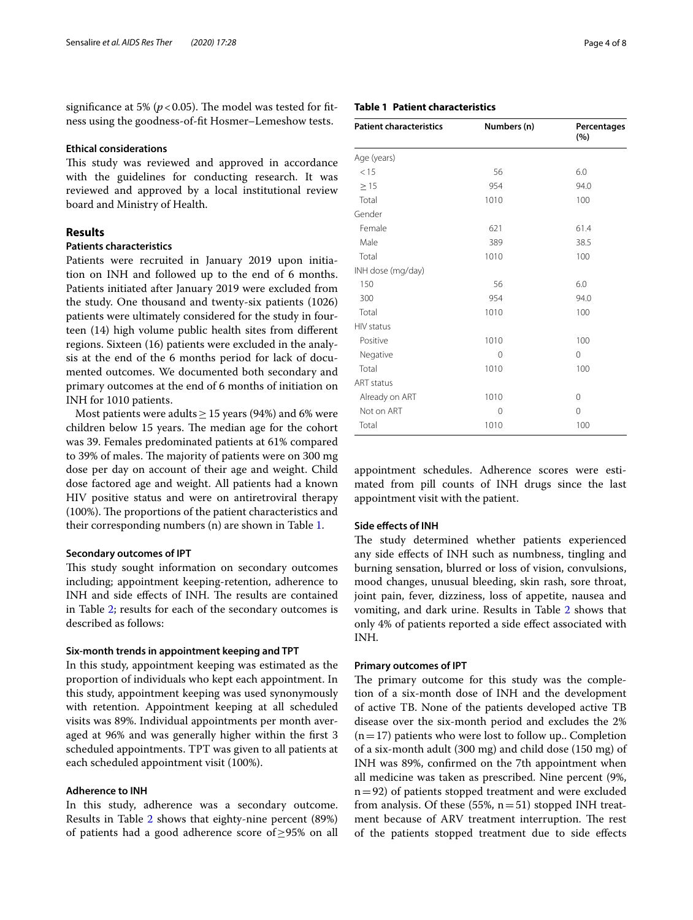significance at 5% ($p < 0.05$). The model was tested for fitness using the goodness-of-fit Hosmer–Lemeshow tests.

### Ethical considerations

This study was reviewed and approved in accordance with the guidelines for conducting research. It was reviewed and approved by a local institutional review board and Ministry of Health.

## Results

### Patients characteristics

Patients were recruited in January 2019 upon initiation on INH and followed up to the end of 6 months. Patients initiated after January 2019 were excluded from the study. One thousand and twenty-six patients (1026) patients were ultimately considered for the study in fourteen (14) high volume public health sites from different regions. Sixteen (16) patients were excluded in the analysis at the end of the 6 months period for lack of documented outcomes. We documented both secondary and primary outcomes at the end of 6 months of initiation on INH for 1010 patients.

Most patients were adults ≥ 15 years (94%) and 6% were children below 15 years. The median age for the cohort was 39. Females predominated patients at 61% compared to 39% of males. The majority of patients were on 300 mg dose per day on account of their age and weight. Child dose factored age and weight. All patients had a known HIV positive status and were on antiretroviral therapy (100%). The proportions of the patient characteristics and their corresponding numbers (n) are shown in Table 1.

**Table 1 Patient characteristics**

| Patient characteristics | Numbers (n) | Percentages (%) |
|---|---|---|
| Age (years) | | |
| < 15 | 56 | 6.0 |
| ≥ 15 | 954 | 94.0 |
| Total | 1010 | 100 |
| Gender | | |
| Female | 621 | 61.4 |
| Male | 389 | 38.5 |
| Total | 1010 | 100 |
| INH dose (mg/day) | | |
| 150 | 56 | 6.0 |
| 300 | 954 | 94.0 |
| Total | 1010 | 100 |
| HIV status | | |
| Positive | 1010 | 100 |
| Negative | 0 | 0 |
| Total | 1010 | 100 |
| ART status | | |
| Already on ART | 1010 | 0 |
| Not on ART | 0 | 0 |
| Total | 1010 | 100 |

### Secondary outcomes of IPT

This study sought information on secondary outcomes including; appointment keeping-retention, adherence to INH and side effects of INH. The results are contained in Table 2; results for each of the secondary outcomes is described as follows:

### Six-month trends in appointment keeping and TPT

In this study, appointment keeping was estimated as the proportion of individuals who kept each appointment. In this study, appointment keeping was used synonymously with retention. Appointment keeping at all scheduled visits was 89%. Individual appointments per month averaged at 96% and was generally higher within the first 3 scheduled appointments. TPT was given to all patients at each scheduled appointment visit (100%).

### Adherence to INH

In this study, adherence was a secondary outcome. Results in Table 2 shows that eighty-nine percent (89%) of patients had a good adherence score of ≥95% on all appointment schedules. Adherence scores were estimated from pill counts of INH drugs since the last appointment visit with the patient.

### Side effects of INH

The study determined whether patients experienced any side effects of INH such as numbness, tingling and burning sensation, blurred or loss of vision, convulsions, mood changes, unusual bleeding, skin rash, sore throat, joint pain, fever, dizziness, loss of appetite, nausea and vomiting, and dark urine. Results in Table 2 shows that only 4% of patients reported a side effect associated with INH.

### Primary outcomes of IPT

The primary outcome for this study was the completion of a six-month dose of INH and the development of active TB. None of the patients developed active TB disease over the six-month period and excludes the 2% (n = 17) patients who were lost to follow up.. Completion of a six-month adult (300 mg) and child dose (150 mg) of INH was 89%, confirmed on the 7th appointment when all medicine was taken as prescribed. Nine percent (9%, n = 92) of patients stopped treatment and were excluded from analysis. Of these (55%, n = 51) stopped INH treatment because of ARV treatment interruption. The rest of the patients stopped treatment due to side effects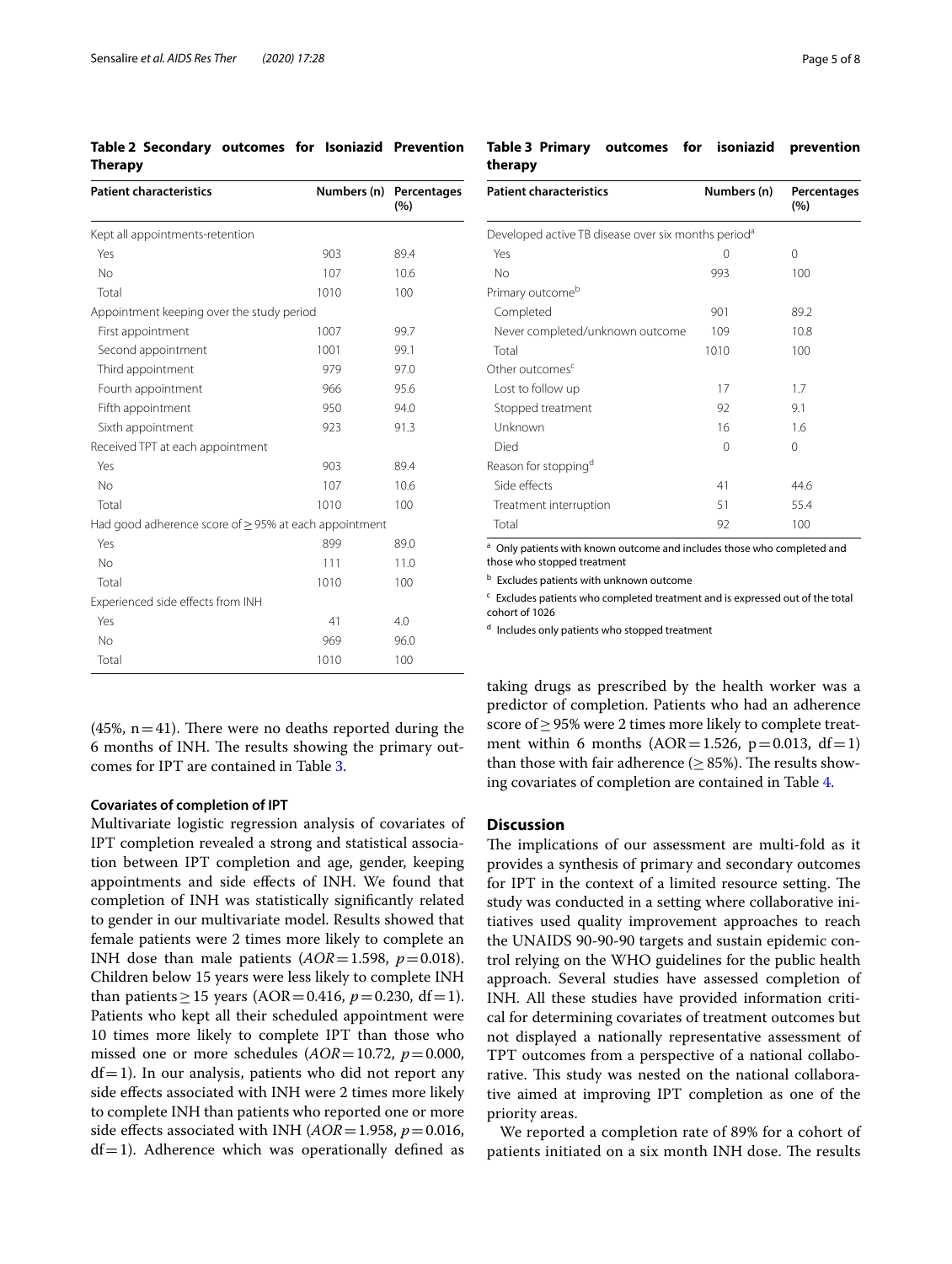**Table 2 Secondary outcomes for Isoniazid Prevention Therapy**

| Patient characteristics | Numbers (n) | Percentages (%) |
|---|---|---|
| Kept all appointments-retention | | |
| Yes | 903 | 89.4 |
| No | 107 | 10.6 |
| Total | 1010 | 100 |
| Appointment keeping over the study period | | |
| First appointment | 1007 | 99.7 |
| Second appointment | 1001 | 99.1 |
| Third appointment | 979 | 97.0 |
| Fourth appointment | 966 | 95.6 |
| Fifth appointment | 950 | 94.0 |
| Sixth appointment | 923 | 91.3 |
| Received TPT at each appointment | | |
| Yes | 903 | 89.4 |
| No | 107 | 10.6 |
| Total | 1010 | 100 |
| Had good adherence score of ≥ 95% at each appointment | | |
| Yes | 899 | 89.0 |
| No | 111 | 11.0 |
| Total | 1010 | 100 |
| Experienced side effects from INH | | |
| Yes | 41 | 4.0 |
| No | 969 | 96.0 |
| Total | 1010 | 100 |

**Table 3 Primary outcomes for isoniazid prevention therapy**

| Patient characteristics | Numbers (n) | Percentages (%) |
|---|---|---|
| Developed active TB disease over six months period[a] | | |
| Yes | 0 | 0 |
| No | 993 | 100 |
| Primary outcome[b] | | |
| Completed | 901 | 89.2 |
| Never completed/unknown outcome | 109 | 10.8 |
| Total | 1010 | 100 |
| Other outcomes[c] | | |
| Lost to follow up | 17 | 1.7 |
| Stopped treatment | 92 | 9.1 |
| Unknown | 16 | 1.6 |
| Died | 0 | 0 |
| Reason for stopping[d] | | |
| Side effects | 41 | 44.6 |
| Treatment interruption | 51 | 55.4 |
| Total | 92 | 100 |

[a] Only patients with known outcome and includes those who completed and those who stopped treatment

[b] Excludes patients with unknown outcome

[c] Excludes patients who completed treatment and is expressed out of the total cohort of 1026

[d] Includes only patients who stopped treatment

(45%, n = 41). There were no deaths reported during the 6 months of INH. The results showing the primary outcomes for IPT are contained in Table 3.

### Covariates of completion of IPT

Multivariate logistic regression analysis of covariates of IPT completion revealed a strong and statistical association between IPT completion and age, gender, keeping appointments and side effects of INH. We found that completion of INH was statistically significantly related to gender in our multivariate model. Results showed that female patients were 2 times more likely to complete an INH dose than male patients (*AOR* = 1.598, $p = 0.018$). Children below 15 years were less likely to complete INH than patients ≥ 15 years (AOR = 0.416, $p = 0.230$, df = 1). Patients who kept all their scheduled appointment were 10 times more likely to complete IPT than those who missed one or more schedules (*AOR* = 10.72, $p = 0.000$, df = 1). In our analysis, patients who did not report any side effects associated with INH were 2 times more likely to complete INH than patients who reported one or more side effects associated with INH (*AOR* = 1.958, $p = 0.016$, df = 1). Adherence which was operationally defined as taking drugs as prescribed by the health worker was a predictor of completion. Patients who had an adherence score of ≥ 95% were 2 times more likely to complete treatment within 6 months (AOR = 1.526, p = 0.013, df = 1) than those with fair adherence (≥ 85%). The results showing covariates of completion are contained in Table 4.

## Discussion

The implications of our assessment are multi-fold as it provides a synthesis of primary and secondary outcomes for IPT in the context of a limited resource setting. The study was conducted in a setting where collaborative initiatives used quality improvement approaches to reach the UNAIDS 90-90-90 targets and sustain epidemic control relying on the WHO guidelines for the public health approach. Several studies have assessed completion of INH. All these studies have provided information critical for determining covariates of treatment outcomes but not displayed a nationally representative assessment of TPT outcomes from a perspective of a national collaborative. This study was nested on the national collaborative aimed at improving IPT completion as one of the priority areas.

We reported a completion rate of 89% for a cohort of patients initiated on a six month INH dose. The results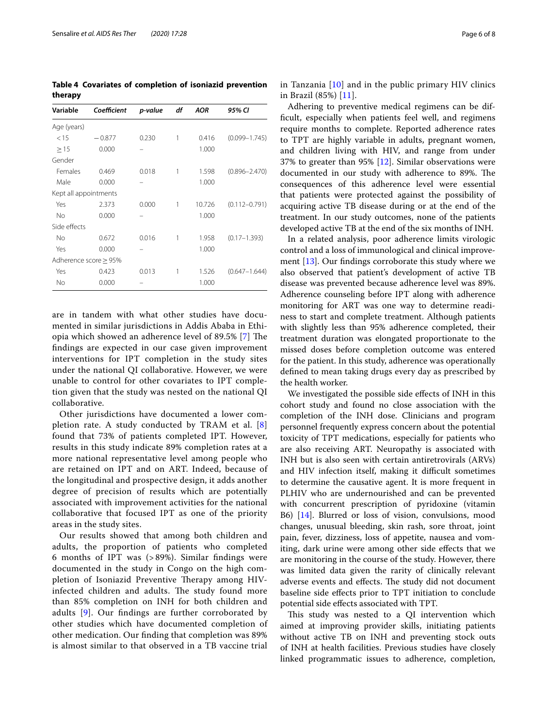**Table 4 Covariates of completion of isoniazid prevention therapy**

| Variable | *Coefficient* | *p-value* | *df* | *AOR* | *95% CI* |
|---|---|---|---|---|---|
| Age (years) | | | | | |
| < 15 | − 0.877 | 0.230 | 1 | 0.416 | (0.099–1.745) |
| ≥ 15 | 0.000 | – | | 1.000 | |
| Gender | | | | | |
| Females | 0.469 | 0.018 | 1 | 1.598 | (0.896–2.470) |
| Male | 0.000 | – | | 1.000 | |
| Kept all appointments | | | | | |
| Yes | 2.373 | 0.000 | 1 | 10.726 | (0.112–0.791) |
| No | 0.000 | – | | 1.000 | |
| Side effects | | | | | |
| No | 0.672 | 0.016 | 1 | 1.958 | (0.17–1.393) |
| Yes | 0.000 | – | | 1.000 | |
| Adherence score ≥ 95% | | | | | |
| Yes | 0.423 | 0.013 | 1 | 1.526 | (0.647–1.644) |
| No | 0.000 | – | | 1.000 | |

are in tandem with what other studies have documented in similar jurisdictions in Addis Ababa in Ethiopia which showed an adherence level of 89.5% [7] The findings are expected in our case given improvement interventions for IPT completion in the study sites under the national QI collaborative. However, we were unable to control for other covariates to IPT completion given that the study was nested on the national QI collaborative.

Other jurisdictions have documented a lower completion rate. A study conducted by TRAM et al. [8] found that 73% of patients completed IPT. However, results in this study indicate 89% completion rates at a more national representative level among people who are retained on IPT and on ART. Indeed, because of the longitudinal and prospective design, it adds another degree of precision of results which are potentially associated with improvement activities for the national collaborative that focused IPT as one of the priority areas in the study sites.

Our results showed that among both children and adults, the proportion of patients who completed 6 months of IPT was (> 89%). Similar findings were documented in the study in Congo on the high completion of Isoniazid Preventive Therapy among HIV-infected children and adults. The study found more than 85% completion on INH for both children and adults [9]. Our findings are further corroborated by other studies which have documented completion of other medication. Our finding that completion was 89% is almost similar to that observed in a TB vaccine trial in Tanzania [10] and in the public primary HIV clinics in Brazil (85%) [11].

Adhering to preventive medical regimens can be difficult, especially when patients feel well, and regimens require months to complete. Reported adherence rates to TPT are highly variable in adults, pregnant women, and children living with HIV, and range from under 37% to greater than 95% [12]. Similar observations were documented in our study with adherence to 89%. The consequences of this adherence level were essential that patients were protected against the possibility of acquiring active TB disease during or at the end of the treatment. In our study outcomes, none of the patients developed active TB at the end of the six months of INH.

In a related analysis, poor adherence limits virologic control and a loss of immunological and clinical improvement [13]. Our findings corroborate this study where we also observed that patient's development of active TB disease was prevented because adherence level was 89%. Adherence counseling before IPT along with adherence monitoring for ART was one way to determine readiness to start and complete treatment. Although patients with slightly less than 95% adherence completed, their treatment duration was elongated proportionate to the missed doses before completion outcome was entered for the patient. In this study, adherence was operationally defined to mean taking drugs every day as prescribed by the health worker.

We investigated the possible side effects of INH in this cohort study and found no close association with the completion of the INH dose. Clinicians and program personnel frequently express concern about the potential toxicity of TPT medications, especially for patients who are also receiving ART. Neuropathy is associated with INH but is also seen with certain antiretrovirals (ARVs) and HIV infection itself, making it difficult sometimes to determine the causative agent. It is more frequent in PLHIV who are undernourished and can be prevented with concurrent prescription of pyridoxine (vitamin B6) [14]. Blurred or loss of vision, convulsions, mood changes, unusual bleeding, skin rash, sore throat, joint pain, fever, dizziness, loss of appetite, nausea and vomiting, dark urine were among other side effects that we are monitoring in the course of the study. However, there was limited data given the rarity of clinically relevant adverse events and effects. The study did not document baseline side effects prior to TPT initiation to conclude potential side effects associated with TPT.

This study was nested to a QI intervention which aimed at improving provider skills, initiating patients without active TB on INH and preventing stock outs of INH at health facilities. Previous studies have closely linked programmatic issues to adherence, completion,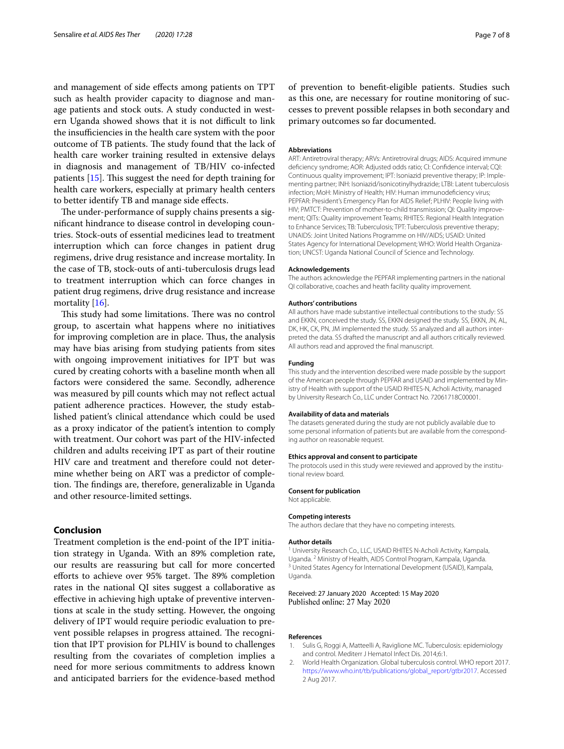and management of side effects among patients on TPT such as health provider capacity to diagnose and manage patients and stock outs. A study conducted in western Uganda showed shows that it is not difficult to link the insufficiencies in the health care system with the poor outcome of TB patients. The study found that the lack of health care worker training resulted in extensive delays in diagnosis and management of TB/HIV co-infected patients [15]. This suggest the need for depth training for health care workers, especially at primary health centers to better identify TB and manage side effects.

The under-performance of supply chains presents a significant hindrance to disease control in developing countries. Stock-outs of essential medicines lead to treatment interruption which can force changes in patient drug regimens, drive drug resistance and increase mortality. In the case of TB, stock-outs of anti-tuberculosis drugs lead to treatment interruption which can force changes in patient drug regimens, drive drug resistance and increase mortality [16].

This study had some limitations. There was no control group, to ascertain what happens where no initiatives for improving completion are in place. Thus, the analysis may have bias arising from studying patients from sites with ongoing improvement initiatives for IPT but was cured by creating cohorts with a baseline month when all factors were considered the same. Secondly, adherence was measured by pill counts which may not reflect actual patient adherence practices. However, the study established patient's clinical attendance which could be used as a proxy indicator of the patient's intention to comply with treatment. Our cohort was part of the HIV-infected children and adults receiving IPT as part of their routine HIV care and treatment and therefore could not determine whether being on ART was a predictor of completion. The findings are, therefore, generalizable in Uganda and other resource-limited settings.

## Conclusion

Treatment completion is the end-point of the IPT initiation strategy in Uganda. With an 89% completion rate, our results are reassuring but call for more concerted efforts to achieve over 95% target. The 89% completion rates in the national QI sites suggest a collaborative as effective in achieving high uptake of preventive interventions at scale in the study setting. However, the ongoing delivery of IPT would require periodic evaluation to prevent possible relapses in progress attained. The recognition that IPT provision for PLHIV is bound to challenges resulting from the covariates of completion implies a need for more serious commitments to address known and anticipated barriers for the evidence-based method of prevention to benefit-eligible patients. Studies such as this one, are necessary for routine monitoring of successes to prevent possible relapses in both secondary and primary outcomes so far documented.

#### Abbreviations

ART: Antiretroviral therapy; ARVs: Antiretroviral drugs; AIDS: Acquired immune deficiency syndrome; AOR: Adjusted odds ratio; CI: Confidence interval; CQI: Continuous quality improvement; IPT: Isoniazid preventive therapy; IP: Implementing partner; INH: Isoniazid/isonicotinylhydrazide; LTBI: Latent tuberculosis infection; MoH: Ministry of Health; HIV: Human immunodeficiency virus; PEPFAR: President's Emergency Plan for AIDS Relief; PLHIV: People living with HIV; PMTCT: Prevention of mother-to-child transmission; QI: Quality improvement; QITs: Quality improvement Teams; RHITES: Regional Health Integration to Enhance Services; TB: Tuberculosis; TPT: Tuberculosis preventive therapy; UNAIDS: Joint United Nations Programme on HIV/AIDS; USAID: United States Agency for International Development; WHO: World Health Organization; UNCST: Uganda National Council of Science and Technology.

#### Acknowledgements

The authors acknowledge the PEPFAR implementing partners in the national QI collaborative, coaches and heath facility quality improvement.

#### Authors' contributions

All authors have made substantive intellectual contributions to the study: SS and EKKN, conceived the study. SS, EKKN designed the study. SS, EKKN, JN, AL, DK, HK, CK, PN, JM implemented the study. SS analyzed and all authors interpreted the data. SS drafted the manuscript and all authors critically reviewed. All authors read and approved the final manuscript.

#### Funding

This study and the intervention described were made possible by the support of the American people through PEPFAR and USAID and implemented by Ministry of Health with support of the USAID RHITES-N, Acholi Activity, managed by University Research Co., LLC under Contract No. 72061718C00001.

#### Availability of data and materials

The datasets generated during the study are not publicly available due to some personal information of patients but are available from the corresponding author on reasonable request.

#### Ethics approval and consent to participate

The protocols used in this study were reviewed and approved by the institutional review board.

#### Consent for publication

Not applicable.

#### Competing interests

The authors declare that they have no competing interests.

#### Author details

[1] University Research Co., LLC, USAID RHITES N-Acholi Activity, Kampala, Uganda. [2] Ministry of Health, AIDS Control Program, Kampala, Uganda. [3] United States Agency for International Development (USAID), Kampala, Uganda.

Received: 27 January 2020 Accepted: 15 May 2020
Published online: 27 May 2020

#### References

1. Sulis G, Roggi A, Matteelli A, Raviglione MC. Tuberculosis: epidemiology and control. Mediterr J Hematol Infect Dis. 2014;6:1.
2. World Health Organization. Global tuberculosis control. WHO report 2017. https://www.who.int/tb/publications/global_report/gtbr2017. Accessed 2 Aug 2017.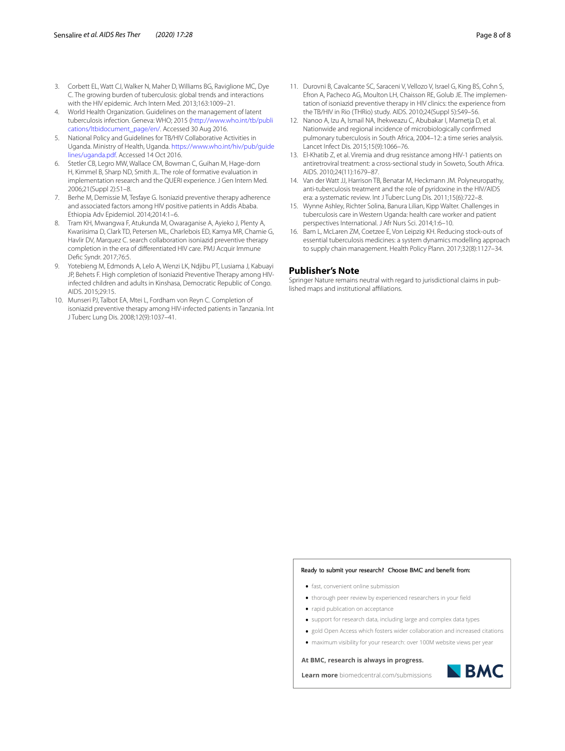3. Corbett EL, Watt CJ, Walker N, Maher D, Williams BG, Raviglione MC, Dye C. The growing burden of tuberculosis: global trends and interactions with the HIV epidemic. Arch Intern Med. 2013;163:1009–21.
4. World Health Organization. Guidelines on the management of latent tuberculosis infection. Geneva: WHO; 2015 (http://www.who.int/tb/publications/ltbidocument_page/en/. Accessed 30 Aug 2016.
5. National Policy and Guidelines for TB/HIV Collaborative Activities in Uganda. Ministry of Health, Uganda. https://www.who.int/hiv/pub/guidelines/uganda.pdf. Accessed 14 Oct 2016.
6. Stetler CB, Legro MW, Wallace CM, Bowman C, Guihan M, Hage-dorn H, Kimmel B, Sharp ND, Smith JL. The role of formative evaluation in implementation research and the QUERI experience. J Gen Intern Med. 2006;21(Suppl 2):S1–8.
7. Berhe M, Demissie M, Tesfaye G. Isoniazid preventive therapy adherence and associated factors among HIV positive patients in Addis Ababa. Ethiopia Adv Epidemiol. 2014;2014:1–6.
8. Tram KH, Mwangwa F, Atukunda M, Owaraganise A, Ayieko J, Plenty A, Kwariisima D, Clark TD, Petersen ML, Charlebois ED, Kamya MR, Chamie G, Havlir DV, Marquez C. search collaboration isoniazid preventive therapy completion in the era of differentiated HIV care. PMJ Acquir Immune Defic Syndr. 2017;76:5.
9. Yotebieng M, Edmonds A, Lelo A, Wenzi LK, Ndjibu PT, Lusiama J, Kabuayi JP, Behets F. High completion of Isoniazid Preventive Therapy among HIV-infected children and adults in Kinshasa, Democratic Republic of Congo. AIDS. 2015;29:15.
10. Munseri PJ, Talbot EA, Mtei L, Fordham von Reyn C. Completion of isoniazid preventive therapy among HIV-infected patients in Tanzania. Int J Tuberc Lung Dis. 2008;12(9):1037–41.
11. Durovni B, Cavalcante SC, Saraceni V, Vellozo V, Israel G, King BS, Cohn S, Efron A, Pacheco AG, Moulton LH, Chaisson RE, Golub JE. The implementation of isoniazid preventive therapy in HIV clinics: the experience from the TB/HIV in Rio (THRio) study. AIDS. 2010;24(Suppl 5):S49–56.
12. Nanoo A, Izu A, Ismail NA, Ihekweazu C, Abubakar I, Mametja D, et al. Nationwide and regional incidence of microbiologically confirmed pulmonary tuberculosis in South Africa, 2004–12: a time series analysis. Lancet Infect Dis. 2015;15(9):1066–76.
13. El-Khatib Z, et al. Viremia and drug resistance among HIV-1 patients on antiretroviral treatment: a cross-sectional study in Soweto, South Africa. AIDS. 2010;24(11):1679–87.
14. Van der Watt JJ, Harrison TB, Benatar M, Heckmann JM. Polyneuropathy, anti-tuberculosis treatment and the role of pyridoxine in the HIV/AIDS era: a systematic review. Int J Tuberc Lung Dis. 2011;15(6):722–8.
15. Wynne Ashley, Richter Solina, Banura Lilian, Kipp Walter. Challenges in tuberculosis care in Western Uganda: health care worker and patient perspectives International. J Afr Nurs Sci. 2014;1:6–10.
16. Bam L, McLaren ZM, Coetzee E, Von Leipzig KH. Reducing stock-outs of essential tuberculosis medicines: a system dynamics modelling approach to supply chain management. Health Policy Plann. 2017;32(8):1127–34.

## Publisher's Note

Springer Nature remains neutral with regard to jurisdictional claims in published maps and institutional affiliations.

Ready to submit your research? Choose BMC and benefit from:

- fast, convenient online submission
- thorough peer review by experienced researchers in your field
- rapid publication on acceptance
- support for research data, including large and complex data types
- gold Open Access which fosters wider collaboration and increased citations
- maximum visibility for your research: over 100M website views per year

**At BMC, research is always in progress.**

**Learn more** biomedcentral.com/submissions